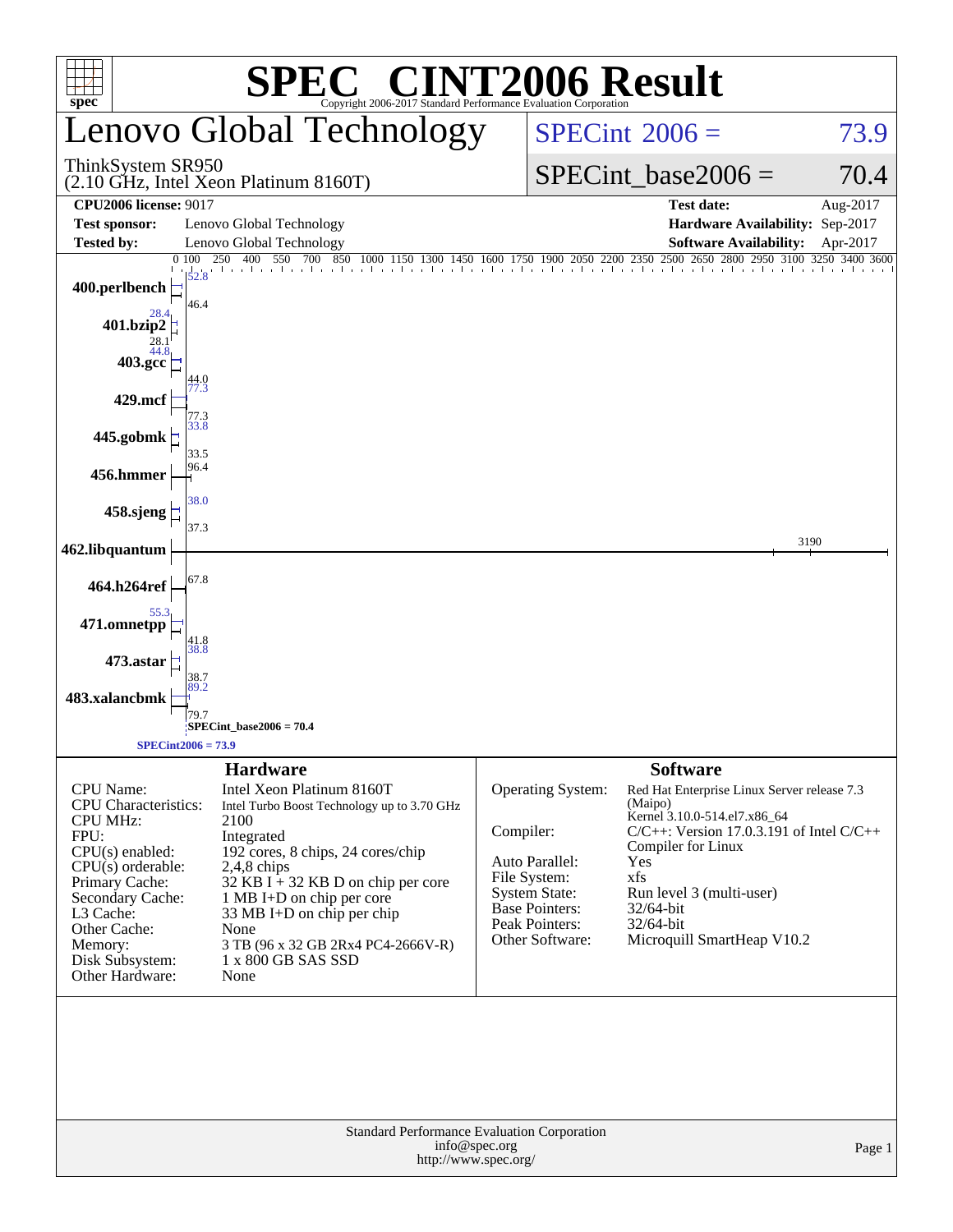# SPEC® CINT2006 Result

Copyright 2006-2017 Standard Performance Evaluation Corporation

## Lenovo Global Technology

ThinkSystem SR950
(2.10 GHz, Intel Xeon Platinum 8160T)

SPECint 2006 = 73.9

SPECint_base2006 = 70.4

| | | | |
|---|---|---|---|
| **CPU2006 license:** 9017 | | **Test date:** | Aug-2017 |
| **Test sponsor:** | Lenovo Global Technology | **Hardware Availability:** | Sep-2017 |
| **Tested by:** | Lenovo Global Technology | **Software Availability:** | Apr-2017 |

| Benchmark | Peak | Base |
|---|---|---|
| 400.perlbench | 52.8 | 46.4 |
| 401.bzip2 | 28.4 | 28.1 |
| 403.gcc | 44.8 | 44.0 |
| 429.mcf | 77.3 | 77.3 |
| 445.gobmk | 33.8 | 33.5 |
| 456.hmmer | 96.4 | |
| 458.sjeng | 38.0 | 37.3 |
| 462.libquantum | 3190 | |
| 464.h264ref | 67.8 | |
| 471.omnetpp | 55.3 | 41.8 |
| 473.astar | 38.8 | 38.7 |
| 483.xalancbmk | 89.2 | 79.7 |

SPECint_base2006 = 70.4

SPECint2006 = 73.9

### Hardware

| | |
|---|---|
| CPU Name: | Intel Xeon Platinum 8160T |
| CPU Characteristics: | Intel Turbo Boost Technology up to 3.70 GHz |
| CPU MHz: | 2100 |
| FPU: | Integrated |
| CPU(s) enabled: | 192 cores, 8 chips, 24 cores/chip |
| CPU(s) orderable: | 2,4,8 chips |
| Primary Cache: | 32 KB I + 32 KB D on chip per core |
| Secondary Cache: | 1 MB I+D on chip per core |
| L3 Cache: | 33 MB I+D on chip per chip |
| Other Cache: | None |
| Memory: | 3 TB (96 x 32 GB 2Rx4 PC4-2666V-R) |
| Disk Subsystem: | 1 x 800 GB SAS SSD |
| Other Hardware: | None |

### Software

| | |
|---|---|
| Operating System: | Red Hat Enterprise Linux Server release 7.3 (Maipo) Kernel 3.10.0-514.el7.x86_64 |
| Compiler: | C/C++: Version 17.0.3.191 of Intel C/C++ Compiler for Linux |
| Auto Parallel: | Yes |
| File System: | xfs |
| System State: | Run level 3 (multi-user) |
| Base Pointers: | 32/64-bit |
| Peak Pointers: | 32/64-bit |
| Other Software: | Microquill SmartHeap V10.2 |

Standard Performance Evaluation Corporation
info@spec.org
http://www.spec.org/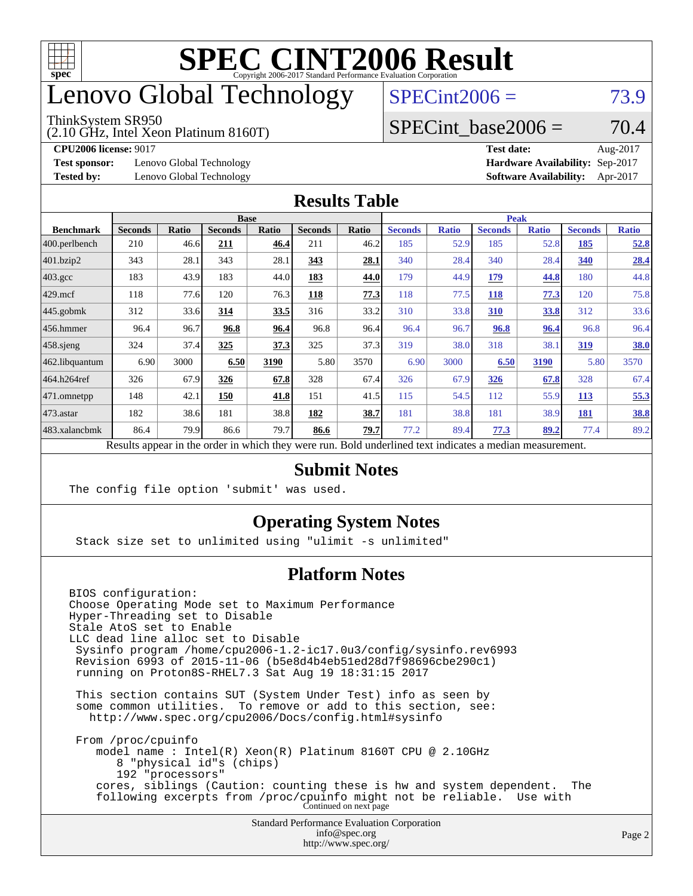# SPEC CINT2006 Result

Copyright 2006-2017 Standard Performance Evaluation Corporation

# Lenovo Global Technology

ThinkSystem SR950
(2.10 GHz, Intel Xeon Platinum 8160T)

SPECint2006 = 73.9

SPECint_base2006 = 70.4

**CPU2006 license:** 9017
**Test sponsor:** Lenovo Global Technology
**Tested by:** Lenovo Global Technology

**Test date:** Aug-2017
**Hardware Availability:** Sep-2017
**Software Availability:** Apr-2017

## Results Table

| Benchmark | Base | | | | | | Peak | | | | | |
|---|---|---|---|---|---|---|---|---|---|---|---|---|
| | Seconds | Ratio | Seconds | Ratio | Seconds | Ratio | Seconds | Ratio | Seconds | Ratio | Seconds | Ratio |
| 400.perlbench | 210 | 46.6 | **211** | **46.4** | 211 | 46.2 | 185 | 52.9 | 185 | 52.8 | **185** | **52.8** |
| 401.bzip2 | 343 | 28.1 | 343 | 28.1 | **343** | **28.1** | 340 | 28.4 | 340 | 28.4 | **340** | **28.4** |
| 403.gcc | 183 | 43.9 | 183 | 44.0 | **183** | **44.0** | 179 | 44.9 | **179** | **44.8** | 180 | 44.8 |
| 429.mcf | 118 | 77.6 | 120 | 76.3 | **118** | **77.3** | 118 | 77.5 | **118** | **77.3** | 120 | 75.8 |
| 445.gobmk | 312 | 33.6 | **314** | **33.5** | 316 | 33.2 | 310 | 33.8 | **310** | **33.8** | 312 | 33.6 |
| 456.hmmer | 96.4 | 96.7 | **96.8** | **96.4** | 96.8 | 96.4 | 96.4 | 96.7 | **96.8** | **96.4** | 96.8 | 96.4 |
| 458.sjeng | 324 | 37.4 | **325** | **37.3** | 325 | 37.3 | 319 | 38.0 | 318 | 38.1 | **319** | **38.0** |
| 462.libquantum | 6.90 | 3000 | **6.50** | **3190** | 5.80 | 3570 | 6.90 | 3000 | **6.50** | **3190** | 5.80 | 3570 |
| 464.h264ref | 326 | 67.9 | **326** | **67.8** | 328 | 67.4 | 326 | 67.9 | **326** | **67.8** | 328 | 67.4 |
| 471.omnetpp | 148 | 42.1 | **150** | **41.8** | 151 | 41.5 | 115 | 54.5 | 112 | 55.9 | **113** | **55.3** |
| 473.astar | 182 | 38.6 | 181 | 38.8 | **182** | **38.7** | 181 | 38.8 | 181 | 38.9 | **181** | **38.8** |
| 483.xalancbmk | 86.4 | 79.9 | 86.6 | 79.7 | **86.6** | **79.7** | 77.2 | 89.4 | **77.3** | **89.2** | 77.4 | 89.2 |

Results appear in the order in which they were run. Bold underlined text indicates a median measurement.

## Submit Notes

```
The config file option 'submit' was used.
```

## Operating System Notes

```
Stack size set to unlimited using "ulimit -s unlimited"
```

## Platform Notes

```
BIOS configuration:
Choose Operating Mode set to Maximum Performance
Hyper-Threading set to Disable
Stale AtoS set to Enable
LLC dead line alloc set to Disable
 Sysinfo program /home/cpu2006-1.2-ic17.0u3/config/sysinfo.rev6993
 Revision 6993 of 2015-11-06 (b5e8d4b4eb51ed28d7f98696cbe290c1)
 running on Proton8S-RHEL7.3 Sat Aug 19 18:31:15 2017

 This section contains SUT (System Under Test) info as seen by
 some common utilities.  To remove or add to this section, see:
   http://www.spec.org/cpu2006/Docs/config.html#sysinfo

 From /proc/cpuinfo
    model name : Intel(R) Xeon(R) Platinum 8160T CPU @ 2.10GHz
       8 "physical id"s (chips)
       192 "processors"
    cores, siblings (Caution: counting these is hw and system dependent.  The
    following excerpts from /proc/cpuinfo might not be reliable.  Use with
```

Continued on next page

Standard Performance Evaluation Corporation
info@spec.org
http://www.spec.org/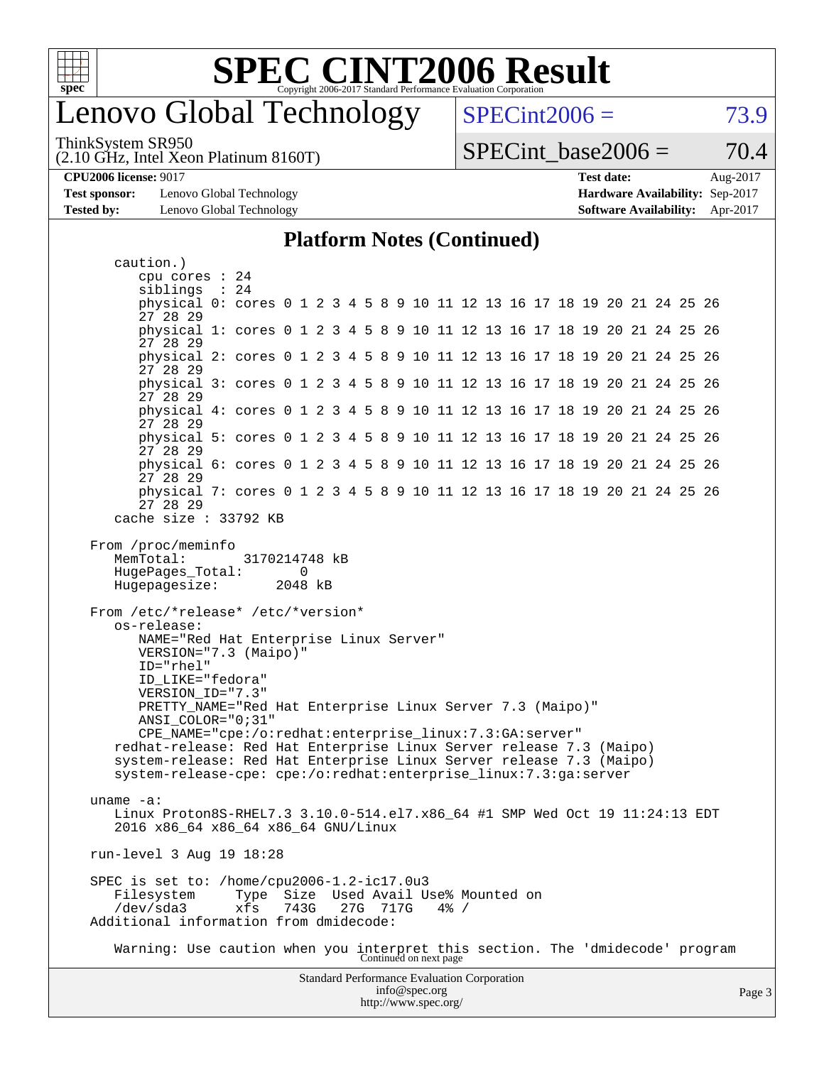# SPEC CINT2006 Result

Copyright 2006-2017 Standard Performance Evaluation Corporation

## Lenovo Global Technology

ThinkSystem SR950
(2.10 GHz, Intel Xeon Platinum 8160T)

SPECint2006 = 73.9

SPECint_base2006 = 70.4

**CPU2006 license:** 9017
**Test sponsor:** Lenovo Global Technology
**Tested by:** Lenovo Global Technology

**Test date:** Aug-2017
**Hardware Availability:** Sep-2017
**Software Availability:** Apr-2017

### Platform Notes (Continued)

```
     caution.)
        cpu cores : 24
        siblings  : 24
        physical 0: cores 0 1 2 3 4 5 8 9 10 11 12 13 16 17 18 19 20 21 24 25 26
        27 28 29
        physical 1: cores 0 1 2 3 4 5 8 9 10 11 12 13 16 17 18 19 20 21 24 25 26
        27 28 29
        physical 2: cores 0 1 2 3 4 5 8 9 10 11 12 13 16 17 18 19 20 21 24 25 26
        27 28 29
        physical 3: cores 0 1 2 3 4 5 8 9 10 11 12 13 16 17 18 19 20 21 24 25 26
        27 28 29
        physical 4: cores 0 1 2 3 4 5 8 9 10 11 12 13 16 17 18 19 20 21 24 25 26
        27 28 29
        physical 5: cores 0 1 2 3 4 5 8 9 10 11 12 13 16 17 18 19 20 21 24 25 26
        27 28 29
        physical 6: cores 0 1 2 3 4 5 8 9 10 11 12 13 16 17 18 19 20 21 24 25 26
        27 28 29
        physical 7: cores 0 1 2 3 4 5 8 9 10 11 12 13 16 17 18 19 20 21 24 25 26
        27 28 29
     cache size : 33792 KB

   From /proc/meminfo
      MemTotal:       3170214748 kB
      HugePages_Total:       0
      Hugepagesize:       2048 kB

   From /etc/*release* /etc/*version*
      os-release:
         NAME="Red Hat Enterprise Linux Server"
         VERSION="7.3 (Maipo)"
         ID="rhel"
         ID_LIKE="fedora"
         VERSION_ID="7.3"
         PRETTY_NAME="Red Hat Enterprise Linux Server 7.3 (Maipo)"
         ANSI_COLOR="0;31"
         CPE_NAME="cpe:/o:redhat:enterprise_linux:7.3:GA:server"
      redhat-release: Red Hat Enterprise Linux Server release 7.3 (Maipo)
      system-release: Red Hat Enterprise Linux Server release 7.3 (Maipo)
      system-release-cpe: cpe:/o:redhat:enterprise_linux:7.3:ga:server

   uname -a:
      Linux Proton8S-RHEL7.3 3.10.0-514.el7.x86_64 #1 SMP Wed Oct 19 11:24:13 EDT
      2016 x86_64 x86_64 x86_64 GNU/Linux

   run-level 3 Aug 19 18:28

   SPEC is set to: /home/cpu2006-1.2-ic17.0u3
      Filesystem     Type  Size  Used Avail Use% Mounted on
      /dev/sda3      xfs   743G   27G  717G   4% /
   Additional information from dmidecode:

      Warning: Use caution when you interpret this section. The 'dmidecode' program
```

Continued on next page

Standard Performance Evaluation Corporation
info@spec.org
http://www.spec.org/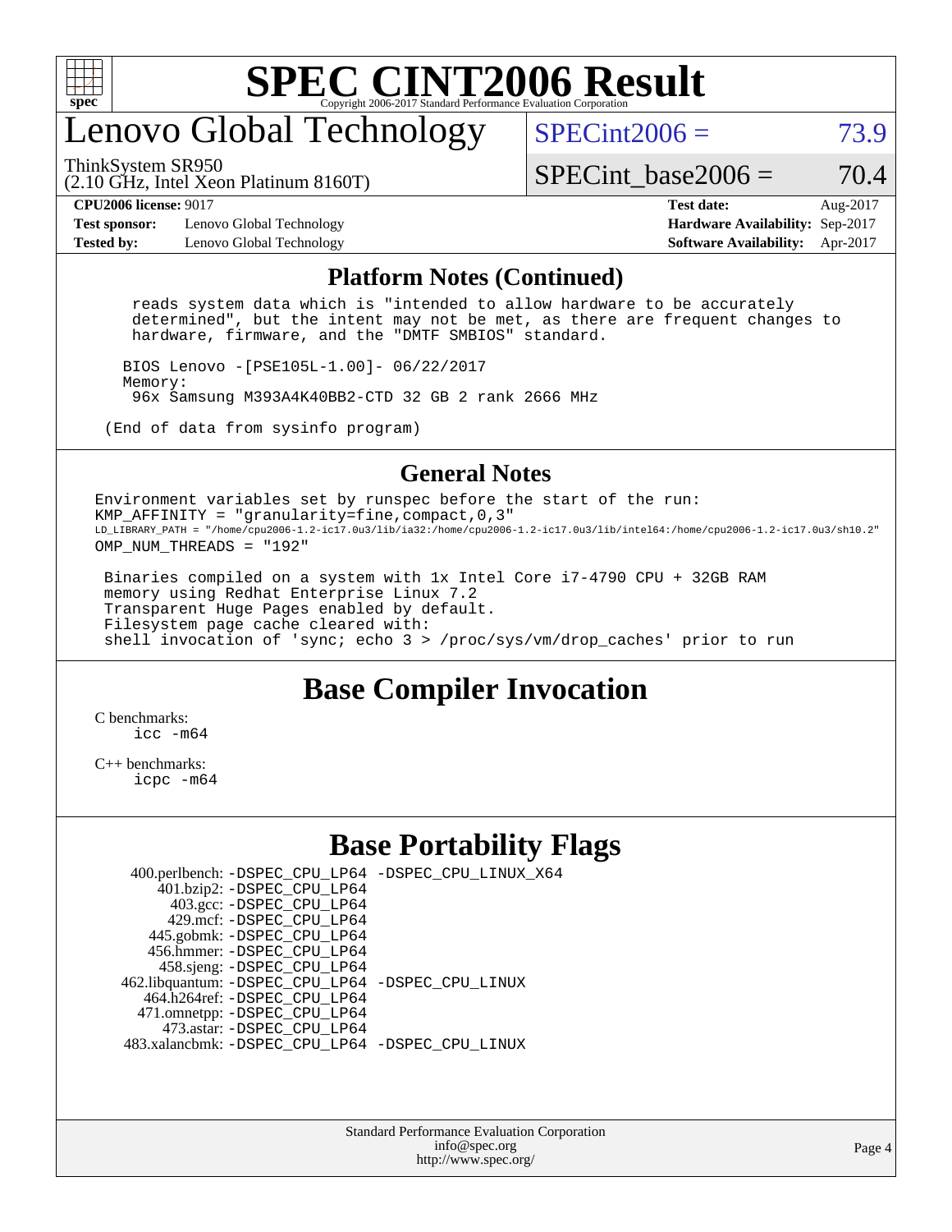# Lenovo Global Technology

ThinkSystem SR950
(2.10 GHz, Intel Xeon Platinum 8160T)

SPECint2006 = 73.9

SPECint_base2006 = 70.4

**CPU2006 license:** 9017
**Test sponsor:** Lenovo Global Technology
**Tested by:** Lenovo Global Technology
**Test date:** Aug-2017
**Hardware Availability:** Sep-2017
**Software Availability:** Apr-2017

## Platform Notes (Continued)

```
    reads system data which is "intended to allow hardware to be accurately
    determined", but the intent may not be met, as there are frequent changes to
    hardware, firmware, and the "DMTF SMBIOS" standard.

   BIOS Lenovo -[PSE105L-1.00]- 06/22/2017
   Memory:
    96x Samsung M393A4K40BB2-CTD 32 GB 2 rank 2666 MHz

 (End of data from sysinfo program)
```

## General Notes

```
Environment variables set by runspec before the start of the run:
KMP_AFFINITY = "granularity=fine,compact,0,3"
LD_LIBRARY_PATH = "/home/cpu2006-1.2-ic17.0u3/lib/ia32:/home/cpu2006-1.2-ic17.0u3/lib/intel64:/home/cpu2006-1.2-ic17.0u3/sh10.2"
OMP_NUM_THREADS = "192"

 Binaries compiled on a system with 1x Intel Core i7-4790 CPU + 32GB RAM
 memory using Redhat Enterprise Linux 7.2
 Transparent Huge Pages enabled by default.
 Filesystem page cache cleared with:
 shell invocation of 'sync; echo 3 > /proc/sys/vm/drop_caches' prior to run
```

## Base Compiler Invocation

C benchmarks:
    icc -m64

C++ benchmarks:
    icpc -m64

## Base Portability Flags

400.perlbench: -DSPEC_CPU_LP64 -DSPEC_CPU_LINUX_X64
401.bzip2: -DSPEC_CPU_LP64
403.gcc: -DSPEC_CPU_LP64
429.mcf: -DSPEC_CPU_LP64
445.gobmk: -DSPEC_CPU_LP64
456.hmmer: -DSPEC_CPU_LP64
458.sjeng: -DSPEC_CPU_LP64
462.libquantum: -DSPEC_CPU_LP64 -DSPEC_CPU_LINUX
464.h264ref: -DSPEC_CPU_LP64
471.omnetpp: -DSPEC_CPU_LP64
473.astar: -DSPEC_CPU_LP64
483.xalancbmk: -DSPEC_CPU_LP64 -DSPEC_CPU_LINUX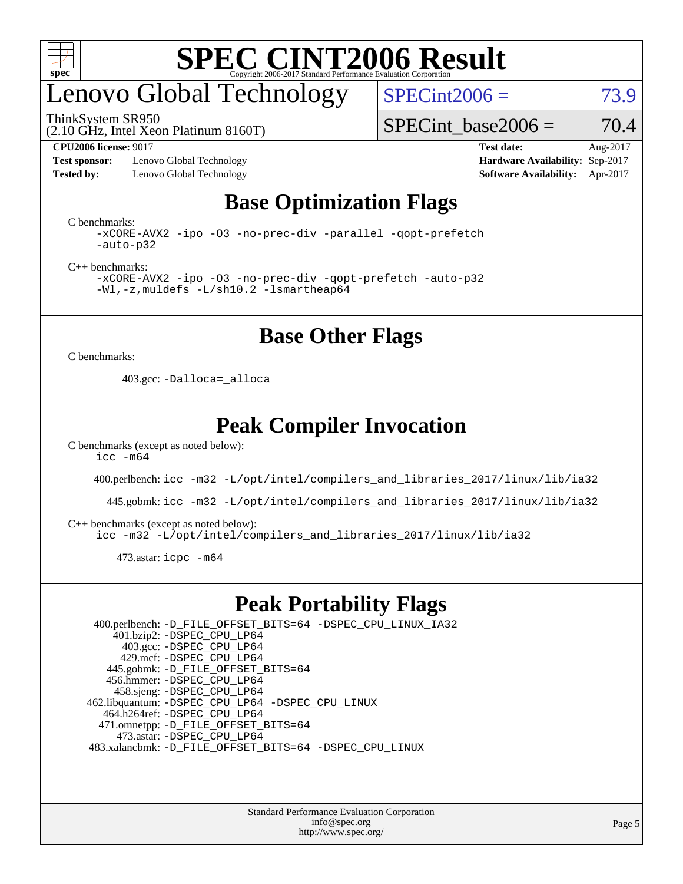# SPEC CINT2006 Result

Copyright 2006-2017 Standard Performance Evaluation Corporation

## Lenovo Global Technology

ThinkSystem SR950
(2.10 GHz, Intel Xeon Platinum 8160T)

SPECint2006 = 73.9

SPECint_base2006 = 70.4

| | | | |
|---|---|---|---|
| **CPU2006 license:** 9017 | | **Test date:** | Aug-2017 |
| **Test sponsor:** | Lenovo Global Technology | **Hardware Availability:** | Sep-2017 |
| **Tested by:** | Lenovo Global Technology | **Software Availability:** | Apr-2017 |

## Base Optimization Flags

C benchmarks:

```
-xCORE-AVX2 -ipo -O3 -no-prec-div -parallel -qopt-prefetch
-auto-p32
```

C++ benchmarks:

```
-xCORE-AVX2 -ipo -O3 -no-prec-div -qopt-prefetch -auto-p32
-Wl,-z,muldefs -L/sh10.2 -lsmartheap64
```

## Base Other Flags

C benchmarks:

403.gcc: `-Dalloca=_alloca`

## Peak Compiler Invocation

C benchmarks (except as noted below):

`icc -m64`

400.perlbench: `icc -m32 -L/opt/intel/compilers_and_libraries_2017/linux/lib/ia32`

445.gobmk: `icc -m32 -L/opt/intel/compilers_and_libraries_2017/linux/lib/ia32`

C++ benchmarks (except as noted below):

`icc -m32 -L/opt/intel/compilers_and_libraries_2017/linux/lib/ia32`

473.astar: `icpc -m64`

## Peak Portability Flags

400.perlbench: `-D_FILE_OFFSET_BITS=64 -DSPEC_CPU_LINUX_IA32`
401.bzip2: `-DSPEC_CPU_LP64`
403.gcc: `-DSPEC_CPU_LP64`
429.mcf: `-DSPEC_CPU_LP64`
445.gobmk: `-D_FILE_OFFSET_BITS=64`
456.hmmer: `-DSPEC_CPU_LP64`
458.sjeng: `-DSPEC_CPU_LP64`
462.libquantum: `-DSPEC_CPU_LP64 -DSPEC_CPU_LINUX`
464.h264ref: `-DSPEC_CPU_LP64`
471.omnetpp: `-D_FILE_OFFSET_BITS=64`
473.astar: `-DSPEC_CPU_LP64`
483.xalancbmk: `-D_FILE_OFFSET_BITS=64 -DSPEC_CPU_LINUX`

Standard Performance Evaluation Corporation
info@spec.org
http://www.spec.org/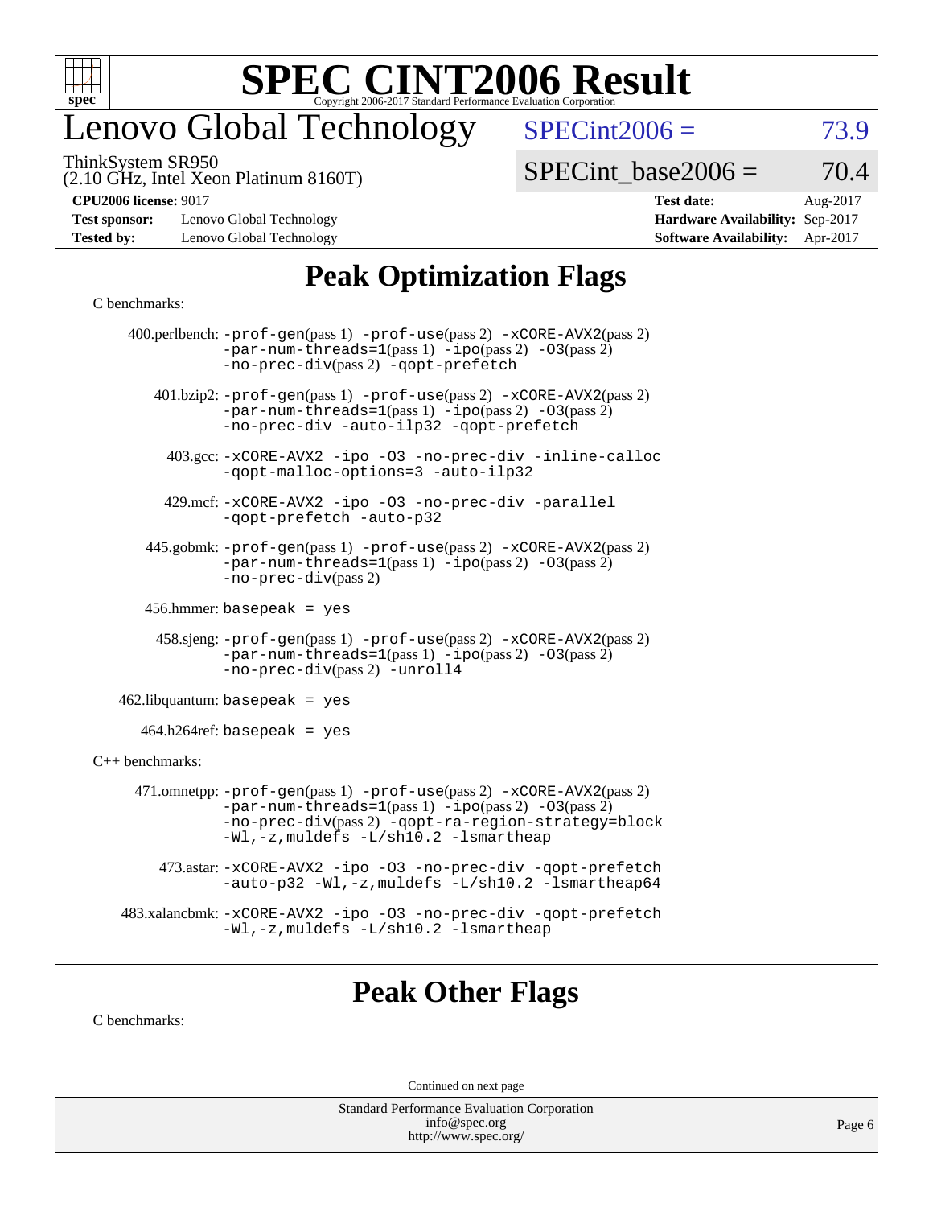# SPEC CINT2006 Result

Copyright 2006-2017 Standard Performance Evaluation Corporation

## Lenovo Global Technology

ThinkSystem SR950
(2.10 GHz, Intel Xeon Platinum 8160T)

SPECint2006 = 73.9

SPECint_base2006 = 70.4

| | | | |
|---|---|---|---|
| **CPU2006 license:** 9017 | | **Test date:** | Aug-2017 |
| **Test sponsor:** | Lenovo Global Technology | **Hardware Availability:** | Sep-2017 |
| **Tested by:** | Lenovo Global Technology | **Software Availability:** | Apr-2017 |

## Peak Optimization Flags

C benchmarks:

400.perlbench: `-prof-gen`(pass 1) `-prof-use`(pass 2) `-xCORE-AVX2`(pass 2) `-par-num-threads=1`(pass 1) `-ipo`(pass 2) `-O3`(pass 2) `-no-prec-div`(pass 2) `-qopt-prefetch`

401.bzip2: `-prof-gen`(pass 1) `-prof-use`(pass 2) `-xCORE-AVX2`(pass 2) `-par-num-threads=1`(pass 1) `-ipo`(pass 2) `-O3`(pass 2) `-no-prec-div` `-auto-ilp32` `-qopt-prefetch`

403.gcc: `-xCORE-AVX2` `-ipo` `-O3` `-no-prec-div` `-inline-calloc` `-qopt-malloc-options=3` `-auto-ilp32`

429.mcf: `-xCORE-AVX2` `-ipo` `-O3` `-no-prec-div` `-parallel` `-qopt-prefetch` `-auto-p32`

445.gobmk: `-prof-gen`(pass 1) `-prof-use`(pass 2) `-xCORE-AVX2`(pass 2) `-par-num-threads=1`(pass 1) `-ipo`(pass 2) `-O3`(pass 2) `-no-prec-div`(pass 2)

456.hmmer: `basepeak = yes`

458.sjeng: `-prof-gen`(pass 1) `-prof-use`(pass 2) `-xCORE-AVX2`(pass 2) `-par-num-threads=1`(pass 1) `-ipo`(pass 2) `-O3`(pass 2) `-no-prec-div`(pass 2) `-unroll4`

462.libquantum: `basepeak = yes`

464.h264ref: `basepeak = yes`

C++ benchmarks:

471.omnetpp: `-prof-gen`(pass 1) `-prof-use`(pass 2) `-xCORE-AVX2`(pass 2) `-par-num-threads=1`(pass 1) `-ipo`(pass 2) `-O3`(pass 2) `-no-prec-div`(pass 2) `-qopt-ra-region-strategy=block` `-Wl,-z,muldefs` `-L/sh10.2` `-lsmartheap`

473.astar: `-xCORE-AVX2` `-ipo` `-O3` `-no-prec-div` `-qopt-prefetch` `-auto-p32` `-Wl,-z,muldefs` `-L/sh10.2` `-lsmartheap64`

483.xalancbmk: `-xCORE-AVX2` `-ipo` `-O3` `-no-prec-div` `-qopt-prefetch` `-Wl,-z,muldefs` `-L/sh10.2` `-lsmartheap`

## Peak Other Flags

C benchmarks:

Continued on next page

Standard Performance Evaluation Corporation
info@spec.org
http://www.spec.org/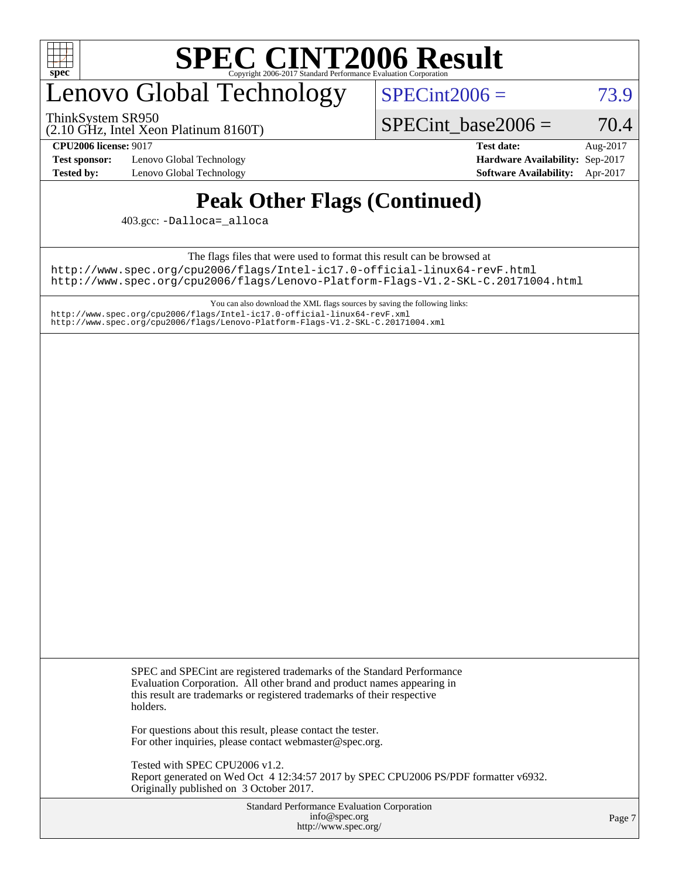# Peak Other Flags (Continued)

403.gcc: -Dalloca=_alloca

The flags files that were used to format this result can be browsed at
http://www.spec.org/cpu2006/flags/Intel-ic17.0-official-linux64-revF.html
http://www.spec.org/cpu2006/flags/Lenovo-Platform-Flags-V1.2-SKL-C.20171004.html

You can also download the XML flags sources by saving the following links:
http://www.spec.org/cpu2006/flags/Intel-ic17.0-official-linux64-revF.xml
http://www.spec.org/cpu2006/flags/Lenovo-Platform-Flags-V1.2-SKL-C.20171004.xml

SPEC and SPECint are registered trademarks of the Standard Performance Evaluation Corporation. All other brand and product names appearing in this result are trademarks or registered trademarks of their respective holders.

For questions about this result, please contact the tester.
For other inquiries, please contact webmaster@spec.org.

Tested with SPEC CPU2006 v1.2.
Report generated on Wed Oct 4 12:34:57 2017 by SPEC CPU2006 PS/PDF formatter v6932.
Originally published on 3 October 2017.